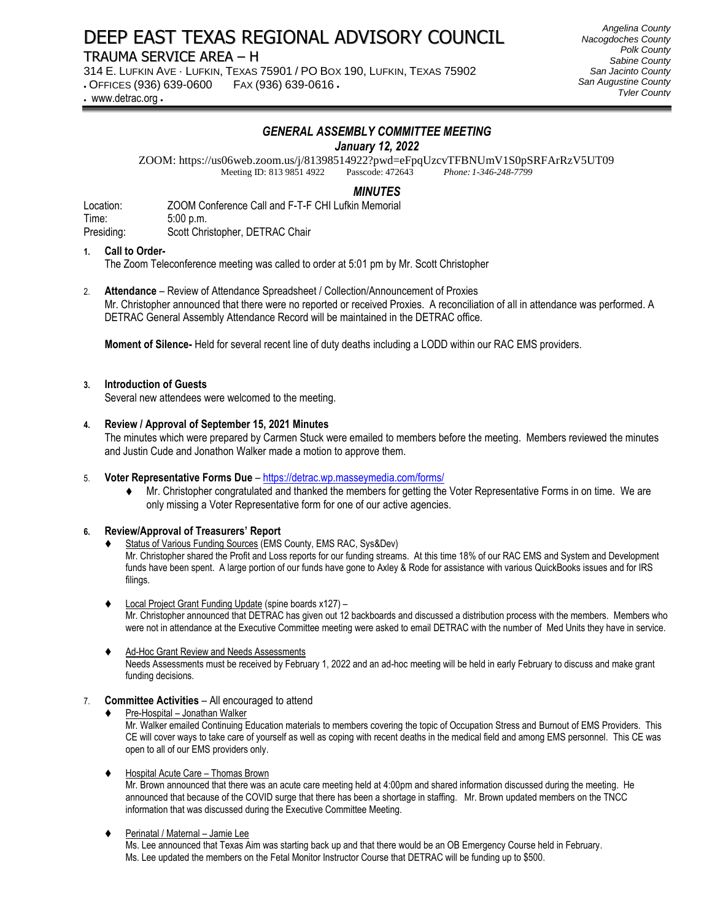# DEEP EAST TEXAS REGIONAL ADVISORY COUNCIL

## TRAUMA SERVICE AREA – H

314 E. LUFKIN AVE · LUFKIN, TEXAS 75901 / PO BOX 190, LUFKIN, TEXAS 75902
• OFFICES (936) 639-0600 FAX (936) 639-0616 •
• www.detrac.org •

*Angelina County*
*Nacogdoches County*
*Polk County*
*Sabine County*
*San Jacinto County*
*San Augustine County*
*Tyler County*

### *GENERAL ASSEMBLY COMMITTEE MEETING*

***January 12, 2022***

ZOOM: https://us06web.zoom.us/j/81398514922?pwd=eFpqUzcvTFBNUmV1S0pSRFArRzV5UT09
Meeting ID: 813 9851 4922 Passcode: 472643 *Phone: 1-346-248-7799*

### *MINUTES*

| | |
|---|---|
| Location: | ZOOM Conference Call and F-T-F CHI Lufkin Memorial |
| Time: | 5:00 p.m. |
| Presiding: | Scott Christopher, DETRAC Chair |

1. **Call to Order-**
   The Zoom Teleconference meeting was called to order at 5:01 pm by Mr. Scott Christopher

2. **Attendance** – Review of Attendance Spreadsheet / Collection/Announcement of Proxies
   Mr. Christopher announced that there were no reported or received Proxies. A reconciliation of all in attendance was performed. A DETRAC General Assembly Attendance Record will be maintained in the DETRAC office.

   **Moment of Silence-** Held for several recent line of duty deaths including a LODD within our RAC EMS providers.

3. **Introduction of Guests**
   Several new attendees were welcomed to the meeting.

4. **Review / Approval of September 15, 2021 Minutes**
   The minutes which were prepared by Carmen Stuck were emailed to members before the meeting. Members reviewed the minutes and Justin Cude and Jonathon Walker made a motion to approve them.

5. **Voter Representative Forms Due** – https://detrac.wp.masseymedia.com/forms/
   - Mr. Christopher congratulated and thanked the members for getting the Voter Representative Forms in on time. We are only missing a Voter Representative form for one of our active agencies.

6. **Review/Approval of Treasurers' Report**
   - Status of Various Funding Sources (EMS County, EMS RAC, Sys&Dev)
     Mr. Christopher shared the Profit and Loss reports for our funding streams. At this time 18% of our RAC EMS and System and Development funds have been spent. A large portion of our funds have gone to Axley & Rode for assistance with various QuickBooks issues and for IRS filings.
   - Local Project Grant Funding Update (spine boards x127) –
     Mr. Christopher announced that DETRAC has given out 12 backboards and discussed a distribution process with the members. Members who were not in attendance at the Executive Committee meeting were asked to email DETRAC with the number of Med Units they have in service.
   - Ad-Hoc Grant Review and Needs Assessments
     Needs Assessments must be received by February 1, 2022 and an ad-hoc meeting will be held in early February to discuss and make grant funding decisions.

7. **Committee Activities** – All encouraged to attend
   - Pre-Hospital – Jonathan Walker
     Mr. Walker emailed Continuing Education materials to members covering the topic of Occupation Stress and Burnout of EMS Providers. This CE will cover ways to take care of yourself as well as coping with recent deaths in the medical field and among EMS personnel. This CE was open to all of our EMS providers only.
   - Hospital Acute Care – Thomas Brown
     Mr. Brown announced that there was an acute care meeting held at 4:00pm and shared information discussed during the meeting. He announced that because of the COVID surge that there has been a shortage in staffing. Mr. Brown updated members on the TNCC information that was discussed during the Executive Committee Meeting.
   - Perinatal / Maternal – Jamie Lee
     Ms. Lee announced that Texas Aim was starting back up and that there would be an OB Emergency Course held in February. Ms. Lee updated the members on the Fetal Monitor Instructor Course that DETRAC will be funding up to $500.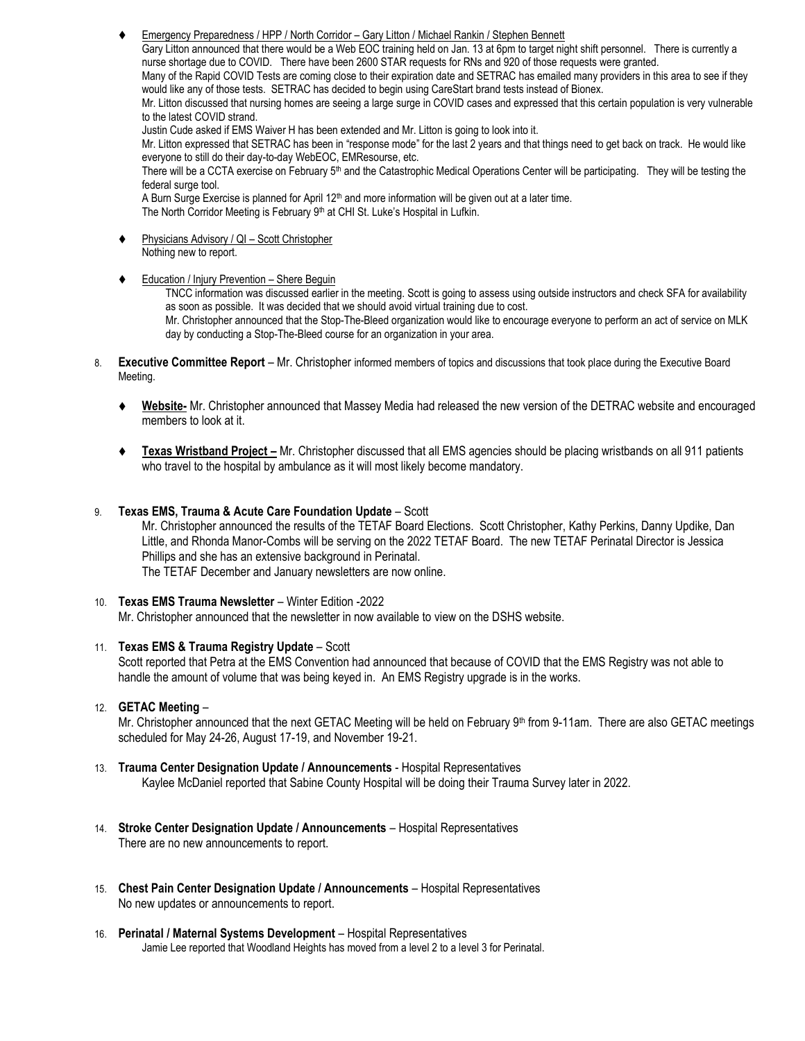- Emergency Preparedness / HPP / North Corridor – Gary Litton / Michael Rankin / Stephen Bennett
  Gary Litton announced that there would be a Web EOC training held on Jan. 13 at 6pm to target night shift personnel. There is currently a nurse shortage due to COVID. There have been 2600 STAR requests for RNs and 920 of those requests were granted.
  Many of the Rapid COVID Tests are coming close to their expiration date and SETRAC has emailed many providers in this area to see if they would like any of those tests. SETRAC has decided to begin using CareStart brand tests instead of Bionex.
  Mr. Litton discussed that nursing homes are seeing a large surge in COVID cases and expressed that this certain population is very vulnerable to the latest COVID strand.
  Justin Cude asked if EMS Waiver H has been extended and Mr. Litton is going to look into it.
  Mr. Litton expressed that SETRAC has been in "response mode" for the last 2 years and that things need to get back on track. He would like everyone to still do their day-to-day WebEOC, EMResourse, etc.
  There will be a CCTA exercise on February 5th and the Catastrophic Medical Operations Center will be participating. They will be testing the federal surge tool.
  A Burn Surge Exercise is planned for April 12th and more information will be given out at a later time.
  The North Corridor Meeting is February 9th at CHI St. Luke's Hospital in Lufkin.

- Physicians Advisory / QI – Scott Christopher
  Nothing new to report.

- Education / Injury Prevention – Shere Beguin
  TNCC information was discussed earlier in the meeting. Scott is going to assess using outside instructors and check SFA for availability as soon as possible. It was decided that we should avoid virtual training due to cost.
  Mr. Christopher announced that the Stop-The-Bleed organization would like to encourage everyone to perform an act of service on MLK day by conducting a Stop-The-Bleed course for an organization in your area.

8. **Executive Committee Report** – Mr. Christopher informed members of topics and discussions that took place during the Executive Board Meeting.

   - **Website-** Mr. Christopher announced that Massey Media had released the new version of the DETRAC website and encouraged members to look at it.

   - **Texas Wristband Project –** Mr. Christopher discussed that all EMS agencies should be placing wristbands on all 911 patients who travel to the hospital by ambulance as it will most likely become mandatory.

9. **Texas EMS, Trauma & Acute Care Foundation Update** – Scott
   Mr. Christopher announced the results of the TETAF Board Elections. Scott Christopher, Kathy Perkins, Danny Updike, Dan Little, and Rhonda Manor-Combs will be serving on the 2022 TETAF Board. The new TETAF Perinatal Director is Jessica Phillips and she has an extensive background in Perinatal.
   The TETAF December and January newsletters are now online.

10. **Texas EMS Trauma Newsletter** – Winter Edition -2022
    Mr. Christopher announced that the newsletter in now available to view on the DSHS website.

11. **Texas EMS & Trauma Registry Update** – Scott
    Scott reported that Petra at the EMS Convention had announced that because of COVID that the EMS Registry was not able to handle the amount of volume that was being keyed in. An EMS Registry upgrade is in the works.

12. **GETAC Meeting** –
    Mr. Christopher announced that the next GETAC Meeting will be held on February 9th from 9-11am. There are also GETAC meetings scheduled for May 24-26, August 17-19, and November 19-21.

13. **Trauma Center Designation Update / Announcements** - Hospital Representatives
    Kaylee McDaniel reported that Sabine County Hospital will be doing their Trauma Survey later in 2022.

14. **Stroke Center Designation Update / Announcements** – Hospital Representatives
    There are no new announcements to report.

15. **Chest Pain Center Designation Update / Announcements** – Hospital Representatives
    No new updates or announcements to report.

16. **Perinatal / Maternal Systems Development** – Hospital Representatives
    Jamie Lee reported that Woodland Heights has moved from a level 2 to a level 3 for Perinatal.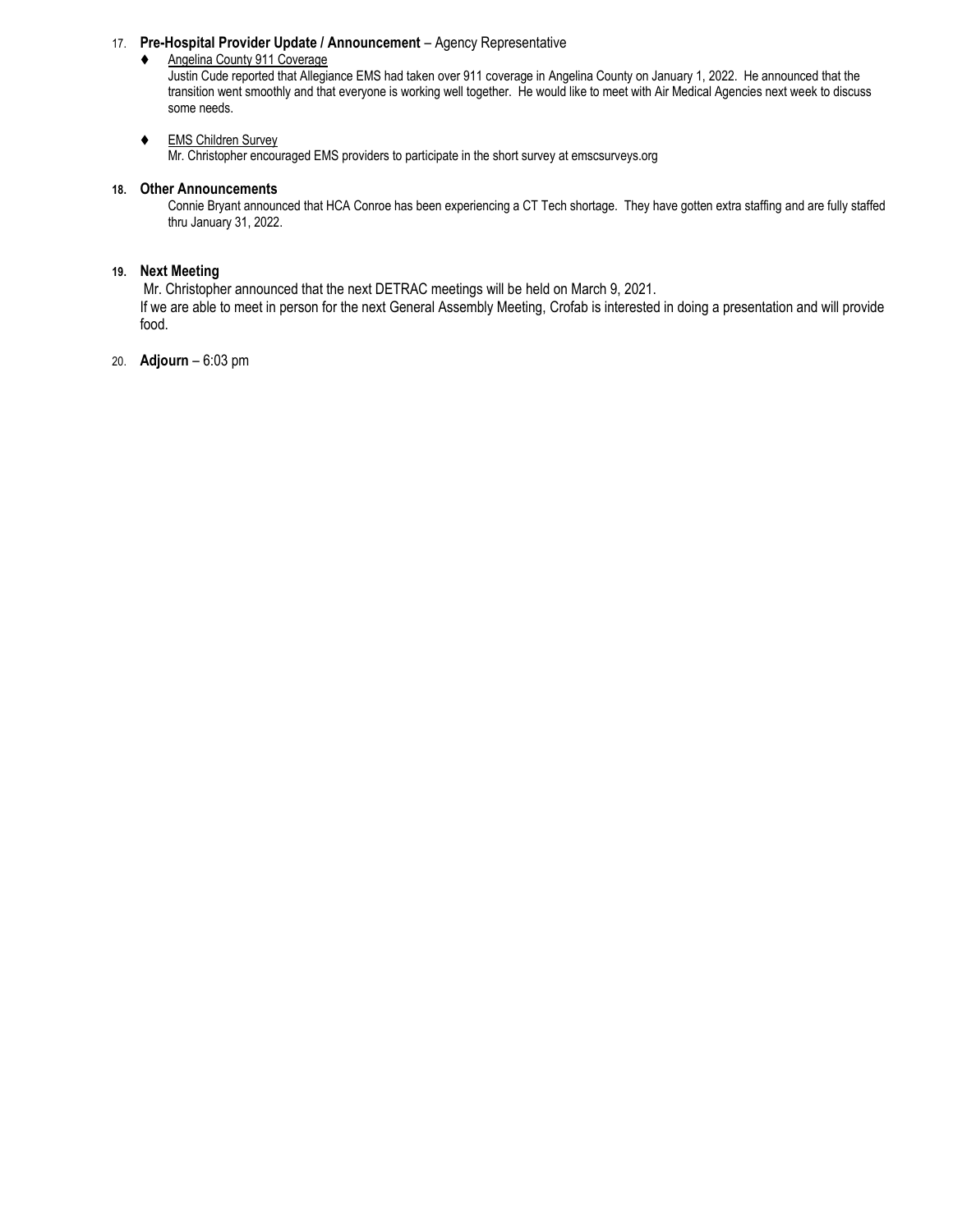17. **Pre-Hospital Provider Update / Announcement** – Agency Representative
    - Angelina County 911 Coverage
      Justin Cude reported that Allegiance EMS had taken over 911 coverage in Angelina County on January 1, 2022. He announced that the transition went smoothly and that everyone is working well together. He would like to meet with Air Medical Agencies next week to discuss some needs.
    - EMS Children Survey
      Mr. Christopher encouraged EMS providers to participate in the short survey at emscsurveys.org

18. **Other Announcements**
    Connie Bryant announced that HCA Conroe has been experiencing a CT Tech shortage. They have gotten extra staffing and are fully staffed thru January 31, 2022.

19. **Next Meeting**
    Mr. Christopher announced that the next DETRAC meetings will be held on March 9, 2021.
    If we are able to meet in person for the next General Assembly Meeting, Crofab is interested in doing a presentation and will provide food.

20. **Adjourn** – 6:03 pm